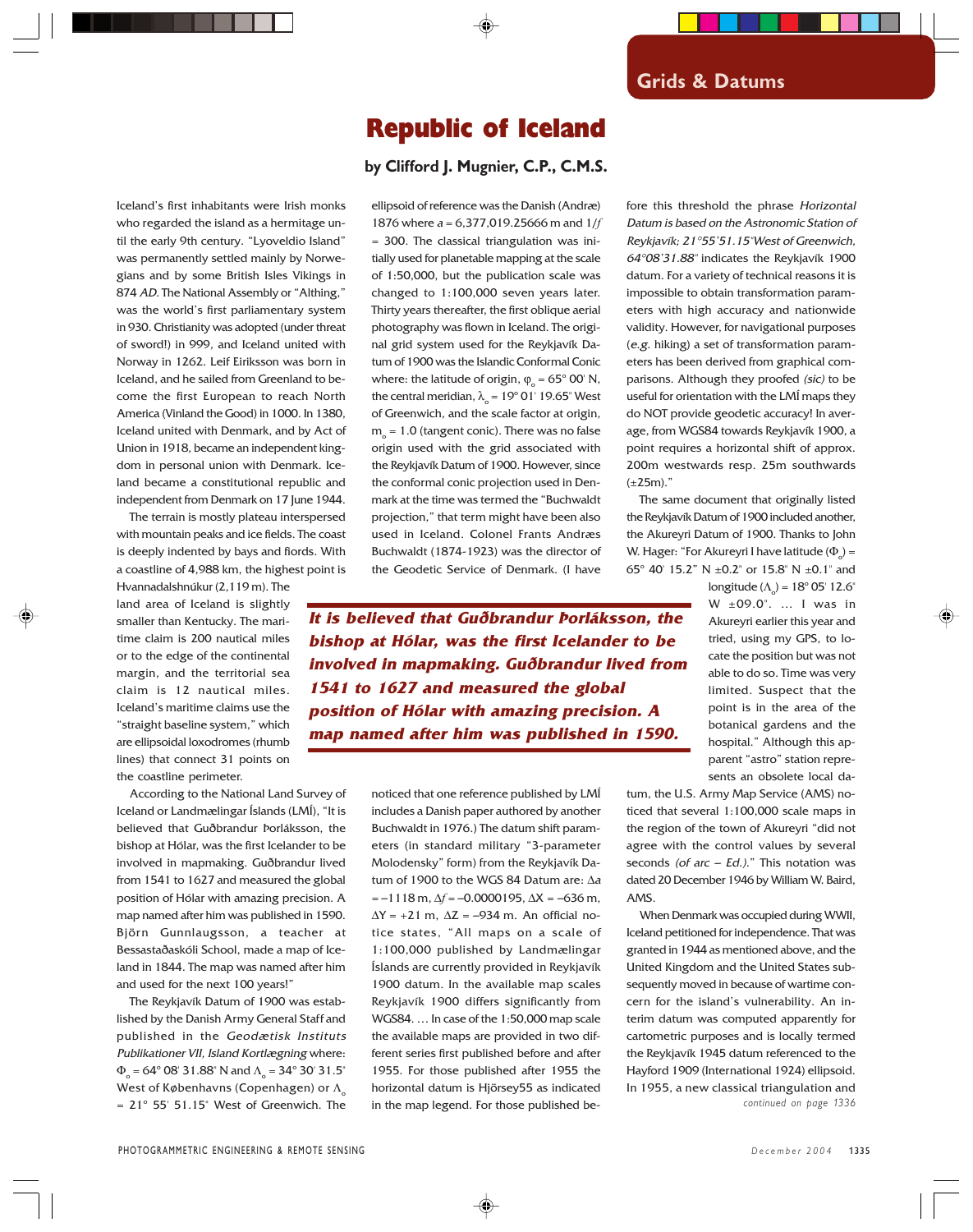# Republic of Iceland

**by Clifford J. Mugnier, C.P., C.M.S.**

Iceland's first inhabitants were Irish monks who regarded the island as a hermitage until the early 9th century. "Lyoveldio Island" was permanently settled mainly by Norwegians and by some British Isles Vikings in 874 *AD*. The National Assembly or "Althing," was the world's first parliamentary system in 930. Christianity was adopted (under threat of sword!) in 999, and Iceland united with Norway in 1262. Leif Eiriksson was born in Iceland, and he sailed from Greenland to become the first European to reach North America (Vinland the Good) in 1000. In 1380, Iceland united with Denmark, and by Act of Union in 1918, became an independent kingdom in personal union with Denmark. Iceland became a constitutional republic and independent from Denmark on 17 June 1944.

The terrain is mostly plateau interspersed with mountain peaks and ice fields. The coast is deeply indented by bays and fiords. With a coastline of 4,988 km, the highest point is Hvannadalshnúkur (2,119 m). The land area of Iceland is slightly smaller than Kentucky. The maritime claim is 200 nautical miles or to the edge of the continental margin, and the territorial sea claim is 12 nautical miles. Iceland's maritime claims use the "straight baseline system," which are ellipsoidal loxodromes (rhumb lines) that connect 31 points on the coastline perimeter.

According to the National Land Survey of Iceland or Landmælingar Íslands (LMÍ), "It is believed that Guðbrandur Þorláksson, the bishop at Hólar, was the first Icelander to be involved in mapmaking. Guðbrandur lived from 1541 to 1627 and measured the global position of Hólar with amazing precision. A map named after him was published in 1590. Björn Gunnlaugsson, a teacher at Bessastaðaskóli School, made a map of Iceland in 1844. The map was named after him and used for the next 100 years!"

The Reykjavík Datum of 1900 was established by the Danish Army General Staff and published in the *Geodætisk Instituts Publikationer VII, Island Kortlægning* where: $\Phi_o = 64° 08' 31.88"$ N and $\Lambda_o = 34° 30' 31.5"$ West of Københavns (Copenhagen) or $\Lambda_o = 21° 55' 51.15"$ West of Greenwich. The ellipsoid of reference was the Danish (Andræ) 1876 where $a = 6{,}377{,}019.25666$ m and $1/f = 300$. The classical triangulation was initially used for planetable mapping at the scale of 1:50,000, but the publication scale was changed to 1:100,000 seven years later. Thirty years thereafter, the first oblique aerial photography was flown in Iceland. The original grid system used for the Reykjavík Datum of 1900 was the Islandic Conformal Conic where: the latitude of origin, $\varphi_o = 65° 00'$ N, the central meridian, $\lambda_o = 19° 01' 19.65"$ West of Greenwich, and the scale factor at origin, $m_o = 1.0$ (tangent conic). There was no false origin used with the grid associated with the Reykjavík Datum of 1900. However, since the conformal conic projection used in Denmark at the time was termed the "Buchwaldt projection," that term might have been also used in Iceland. Colonel Frants Andræs Buchwaldt (1874-1923) was the director of the Geodetic Service of Denmark. (I have noticed that one reference published by LMÍ includes a Danish paper authored by another Buchwaldt in 1976.) The datum shift parameters (in standard military "3-parameter Molodensky" form) from the Reykjavík Datum of 1900 to the WGS 84 Datum are: $\Delta a = -1118$ m, $\Delta f = -0.0000195$, $\Delta X = -636$ m, $\Delta Y = +21$ m, $\Delta Z = -934$ m. An official notice states, "All maps on a scale of 1:100,000 published by Landmælingar Íslands are currently provided in Reykjavík 1900 datum. In the available map scales Reykjavík 1900 differs significantly from WGS84. … In case of the 1:50,000 map scale the available maps are provided in two different series first published before and after 1955. For those published after 1955 the horizontal datum is Hjörsey55 as indicated in the map legend. For those published before this threshold the phrase *Horizontal Datum is based on the Astronomic Station of Reykjavík; 21°55'51.15"West of Greenwich, 64°08'31.88"* indicates the Reykjavík 1900 datum. For a variety of technical reasons it is impossible to obtain transformation parameters with high accuracy and nationwide validity. However, for navigational purposes (*e.g.* hiking) a set of transformation parameters has been derived from graphical comparisons. Although they proofed *(sic)* to be useful for orientation with the LMÍ maps they do NOT provide geodetic accuracy! In average, from WGS84 towards Reykjavík 1900, a point requires a horizontal shift of approx. 200m westwards resp. 25m southwards (±25m)."

***It is believed that Guðbrandur Þorláksson, the bishop at Hólar, was the first Icelander to be involved in mapmaking. Guðbrandur lived from 1541 to 1627 and measured the global position of Hólar with amazing precision. A map named after him was published in 1590.***

The same document that originally listed the Reykjavík Datum of 1900 included another, the Akureyri Datum of 1900. Thanks to John W. Hager: "For Akureyri I have latitude ($\Phi_o$) = 65° 40' 15.2" N ±0.2" or 15.8" N ±0.1" and longitude ($\Lambda_o$) = 18° 05' 12.6" W ±09.0". … I was in Akureyri earlier this year and tried, using my GPS, to locate the position but was not able to do so. Time was very limited. Suspect that the point is in the area of the botanical gardens and the hospital." Although this apparent "astro" station represents an obsolete local datum, the U.S. Army Map Service (AMS) noticed that several 1:100,000 scale maps in the region of the town of Akureyri "did not agree with the control values by several seconds *(of arc – Ed.)*." This notation was dated 20 December 1946 by William W. Baird, AMS.

When Denmark was occupied during WWII, Iceland petitioned for independence. That was granted in 1944 as mentioned above, and the United Kingdom and the United States subsequently moved in because of wartime concern for the island's vulnerability. An interim datum was computed apparently for cartometric purposes and is locally termed the Reykjavík 1945 datum referenced to the Hayford 1909 (International 1924) ellipsoid. In 1955, a new classical triangulation and

*continued on page 1336*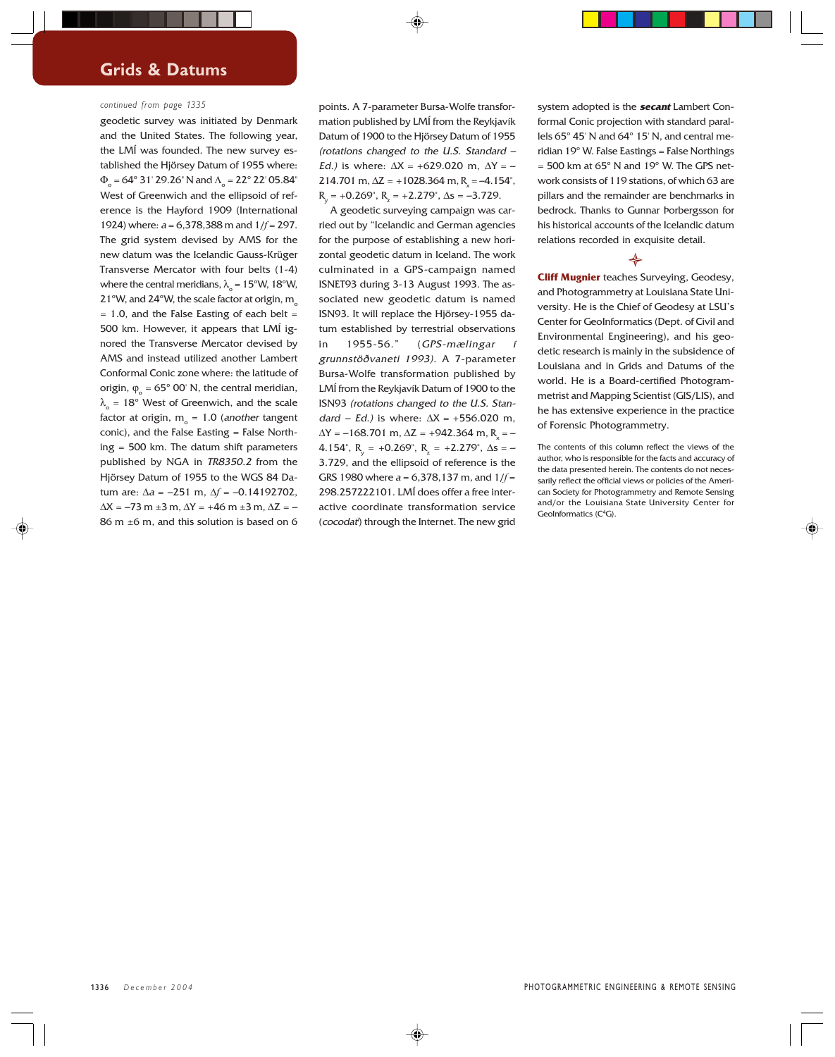## Grids & Datums

*continued from page 1335*

geodetic survey was initiated by Denmark and the United States. The following year, the LMÍ was founded. The new survey established the Hjörsey Datum of 1955 where: $\Phi_o = 64° 31' 29.26"$ N and $\Lambda_o = 22° 22' 05.84"$ West of Greenwich and the ellipsoid of reference is the Hayford 1909 (International 1924) where: $a = 6,378,388$ m and $1/f = 297$. The grid system devised by AMS for the new datum was the Icelandic Gauss-Krüger Transverse Mercator with four belts (1-4) where the central meridians, $\lambda_o = 15°$W, 18°W, 21°W, and 24°W, the scale factor at origin, $m_o = 1.0$, and the False Easting of each belt = 500 km. However, it appears that LMÍ ignored the Transverse Mercator devised by AMS and instead utilized another Lambert Conformal Conic zone where: the latitude of origin, $\varphi_o = 65° 00'$ N, the central meridian, $\lambda_o = 18°$ West of Greenwich, and the scale factor at origin, $m_o = 1.0$ (*another* tangent conic), and the False Easting = False Northing = 500 km. The datum shift parameters published by NGA in *TR8350.2* from the Hjörsey Datum of 1955 to the WGS 84 Datum are: $\Delta a = -251$ m, $\Delta f = -0.14192702$, $\Delta X = -73$ m $\pm 3$ m, $\Delta Y = +46$ m $\pm 3$ m, $\Delta Z = -86$ m $\pm 6$ m, and this solution is based on 6 points. A 7-parameter Bursa-Wolfe transformation published by LMÍ from the Reykjavík Datum of 1900 to the Hjörsey Datum of 1955 *(rotations changed to the U.S. Standard – Ed.)* is where: $\Delta X = +629.020$ m, $\Delta Y = -214.701$ m, $\Delta Z = +1028.364$ m, $R_x = -4.154"$, $R_y = +0.269"$, $R_z = +2.279"$, $\Delta s = -3.729$.

A geodetic surveying campaign was carried out by "Icelandic and German agencies for the purpose of establishing a new horizontal geodetic datum in Iceland. The work culminated in a GPS-campaign named ISNET93 during 3-13 August 1993. The associated new geodetic datum is named ISN93. It will replace the Hjörsey-1955 datum established by terrestrial observations in 1955-56." (*GPS-mælingar í grunnstöðvaneti 1993*). A 7-parameter Bursa-Wolfe transformation published by LMÍ from the Reykjavík Datum of 1900 to the ISN93 *(rotations changed to the U.S. Standard – Ed.)* is where: $\Delta X = +556.020$ m, $\Delta Y = -168.701$ m, $\Delta Z = +942.364$ m, $R_x = -4.154"$, $R_y = +0.269"$, $R_z = +2.279"$, $\Delta s = -3.729$, and the ellipsoid of reference is the GRS 1980 where $a = 6,378,137$ m, and $1/f = 298.257222101$. LMÍ does offer a free interactive coordinate transformation service (*cocodat*) through the Internet. The new grid system adopted is the ***secant*** Lambert Conformal Conic projection with standard parallels 65° 45' N and 64° 15' N, and central meridian 19° W. False Eastings = False Northings = 500 km at 65° N and 19° W. The GPS network consists of 119 stations, of which 63 are pillars and the remainder are benchmarks in bedrock. Thanks to Gunnar Þorbergsson for his historical accounts of the Icelandic datum relations recorded in exquisite detail.

**Cliff Mugnier** teaches Surveying, Geodesy, and Photogrammetry at Louisiana State University. He is the Chief of Geodesy at LSU's Center for GeoInformatics (Dept. of Civil and Environmental Engineering), and his geodetic research is mainly in the subsidence of Louisiana and in Grids and Datums of the world. He is a Board-certified Photogrammetrist and Mapping Scientist (GIS/LIS), and he has extensive experience in the practice of Forensic Photogrammetry.

The contents of this column reflect the views of the author, who is responsible for the facts and accuracy of the data presented herein. The contents do not necessarily reflect the official views or policies of the American Society for Photogrammetry and Remote Sensing and/or the Louisiana State University Center for GeoInformatics ($C^4G$).